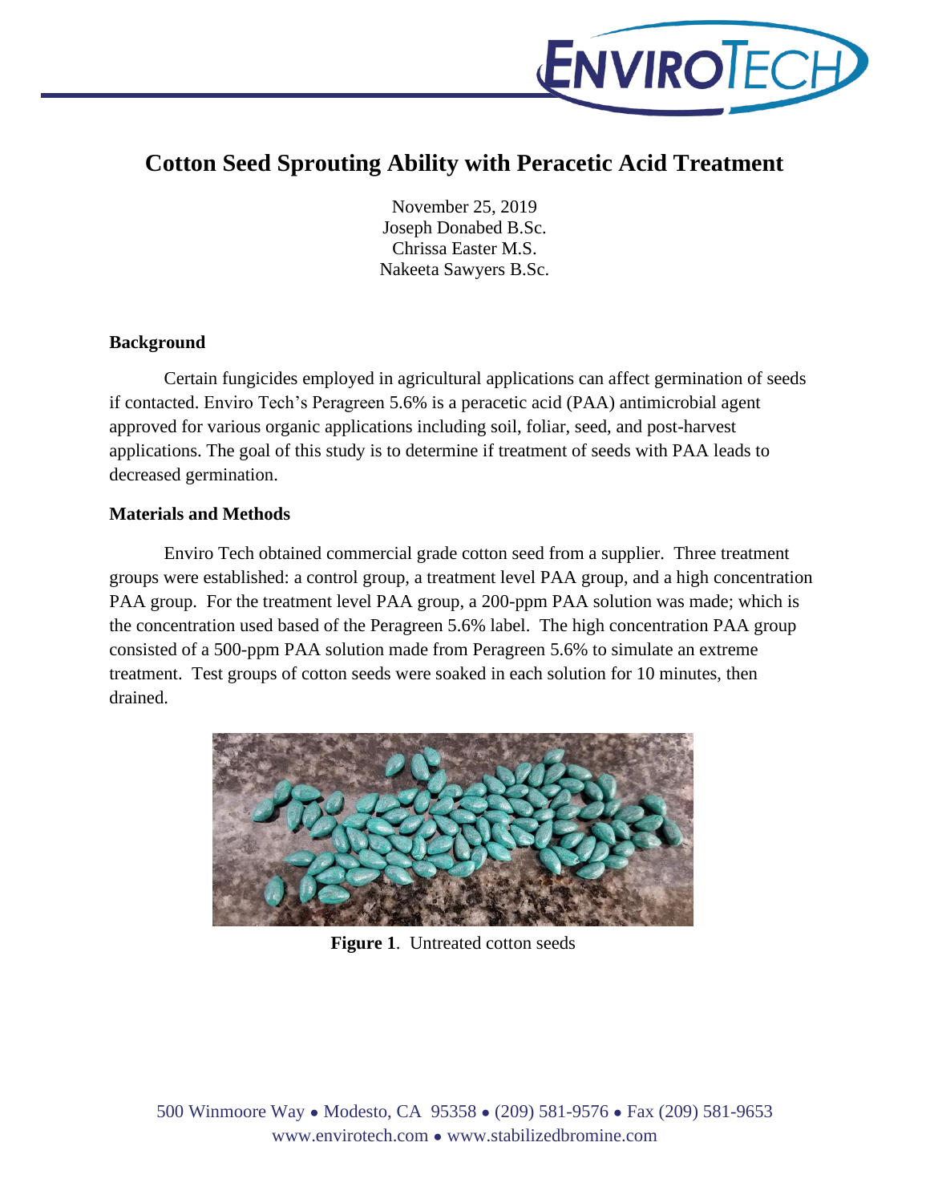# Cotton Seed Sprouting Ability with Peracetic Acid Treatment

November 25, 2019
Joseph Donabed B.Sc.
Chrissa Easter M.S.
Nakeeta Sawyers B.Sc.

## Background

Certain fungicides employed in agricultural applications can affect germination of seeds if contacted. Enviro Tech's Peragreen 5.6% is a peracetic acid (PAA) antimicrobial agent approved for various organic applications including soil, foliar, seed, and post-harvest applications. The goal of this study is to determine if treatment of seeds with PAA leads to decreased germination.

## Materials and Methods

Enviro Tech obtained commercial grade cotton seed from a supplier. Three treatment groups were established: a control group, a treatment level PAA group, and a high concentration PAA group. For the treatment level PAA group, a 200-ppm PAA solution was made; which is the concentration used based of the Peragreen 5.6% label. The high concentration PAA group consisted of a 500-ppm PAA solution made from Peragreen 5.6% to simulate an extreme treatment. Test groups of cotton seeds were soaked in each solution for 10 minutes, then drained.

**Figure 1**. Untreated cotton seeds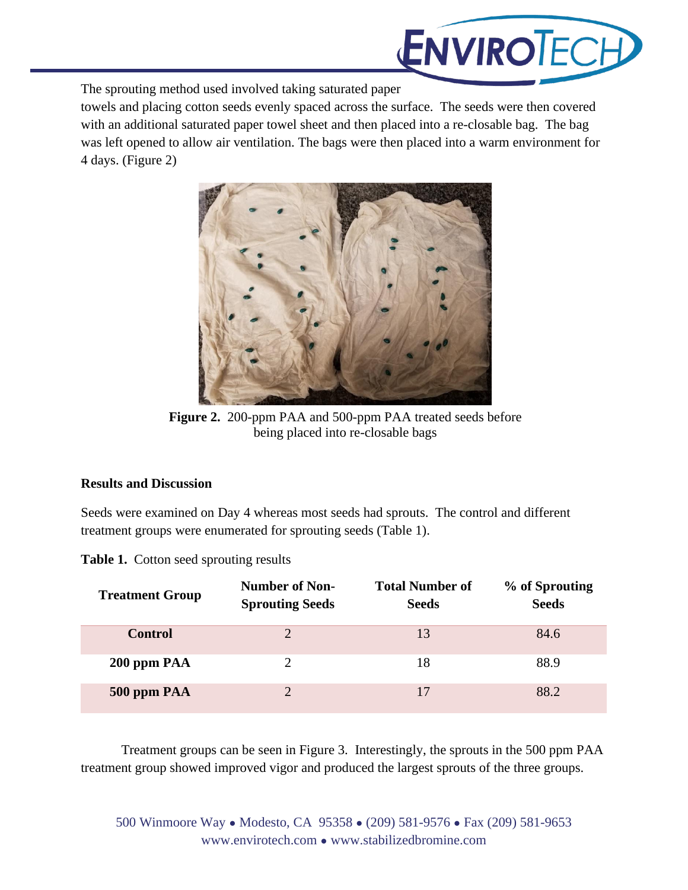The sprouting method used involved taking saturated paper towels and placing cotton seeds evenly spaced across the surface. The seeds were then covered with an additional saturated paper towel sheet and then placed into a re-closable bag. The bag was left opened to allow air ventilation. The bags were then placed into a warm environment for 4 days. (Figure 2)

**Figure 2.** 200-ppm PAA and 500-ppm PAA treated seeds before being placed into re-closable bags

**Results and Discussion**

Seeds were examined on Day 4 whereas most seeds had sprouts. The control and different treatment groups were enumerated for sprouting seeds (Table 1).

**Table 1.** Cotton seed sprouting results

| Treatment Group | Number of Non-Sprouting Seeds | Total Number of Seeds | % of Sprouting Seeds |
|---|---|---|---|
| **Control** | 2 | 13 | 84.6 |
| **200 ppm PAA** | 2 | 18 | 88.9 |
| **500 ppm PAA** | 2 | 17 | 88.2 |

Treatment groups can be seen in Figure 3. Interestingly, the sprouts in the 500 ppm PAA treatment group showed improved vigor and produced the largest sprouts of the three groups.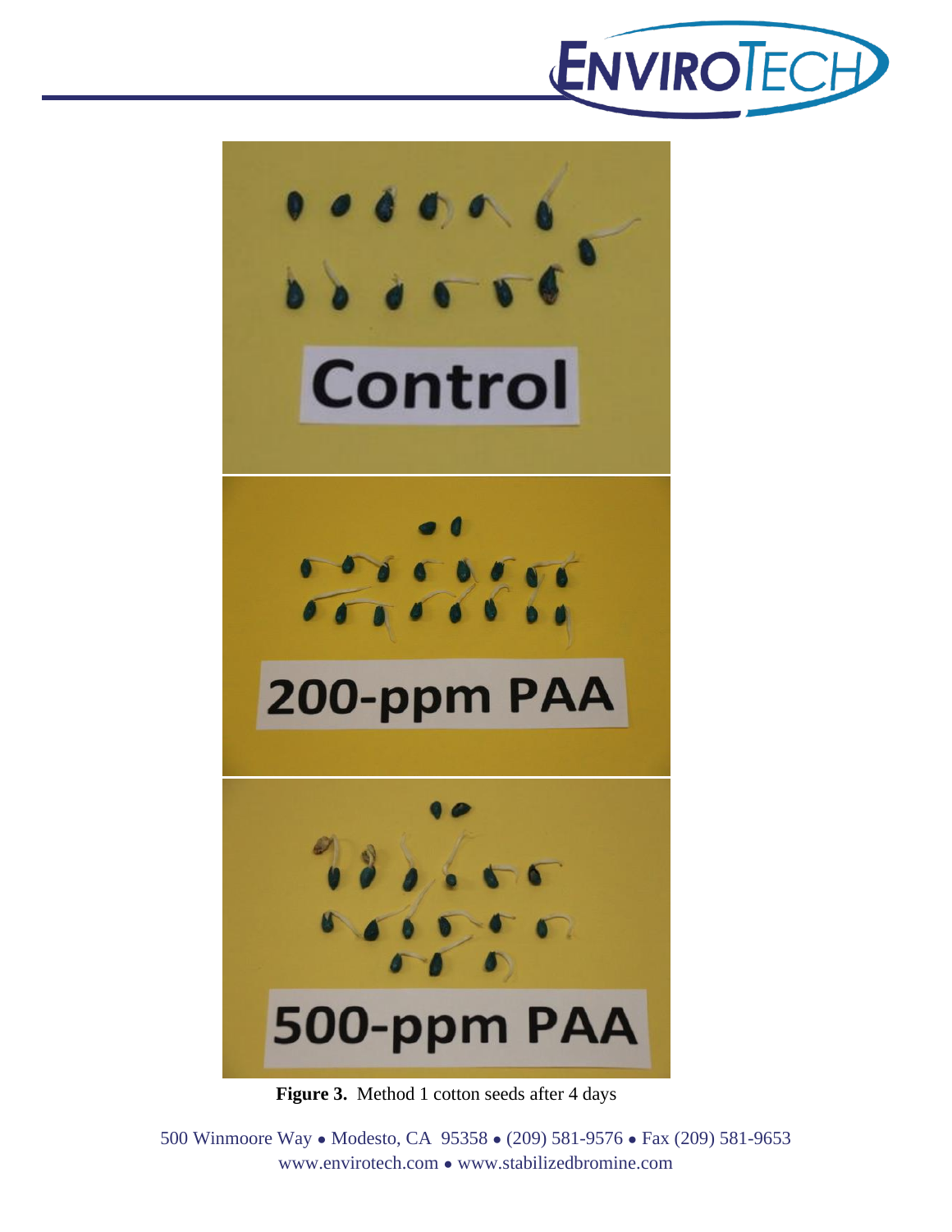**Figure 3.** Method 1 cotton seeds after 4 days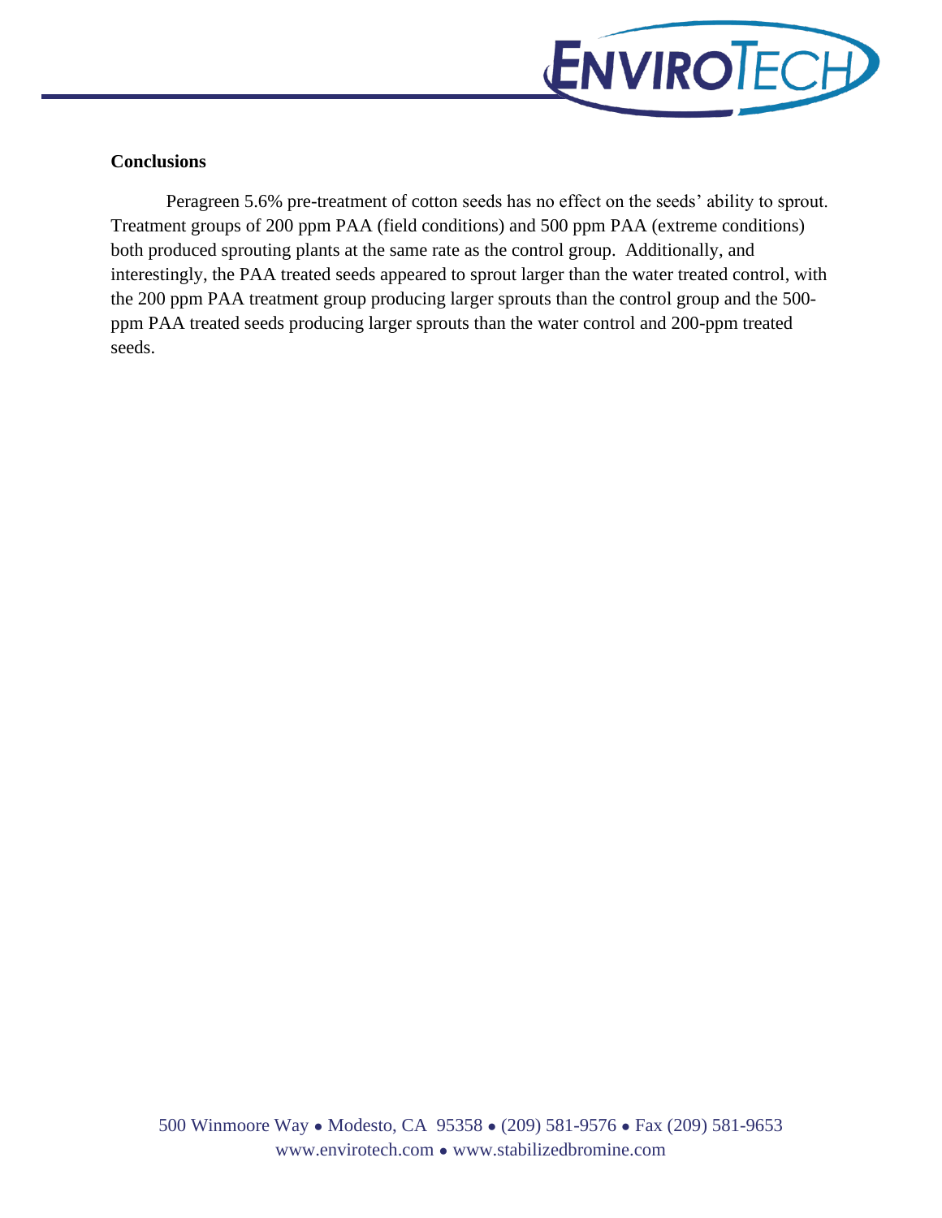**Conclusions**

Peragreen 5.6% pre-treatment of cotton seeds has no effect on the seeds' ability to sprout. Treatment groups of 200 ppm PAA (field conditions) and 500 ppm PAA (extreme conditions) both produced sprouting plants at the same rate as the control group. Additionally, and interestingly, the PAA treated seeds appeared to sprout larger than the water treated control, with the 200 ppm PAA treatment group producing larger sprouts than the control group and the 500-ppm PAA treated seeds producing larger sprouts than the water control and 200-ppm treated seeds.